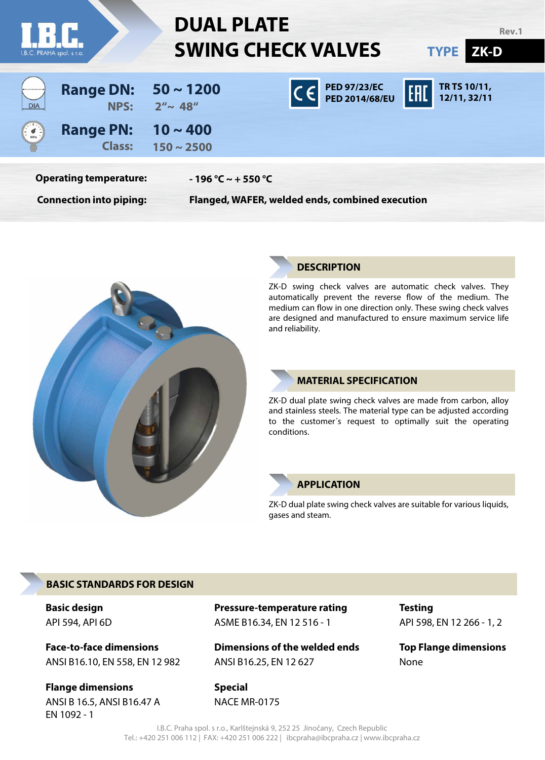# DUAL PLATE SWING CHECK VALVES

Rev.1

**TYPE ZK-D**

| | |
|---|---|
| **Range DN:** | **50 ~ 1200** |
| **NPS:** | **2“~ 48“** |
| **Range PN:** | **10 ~ 400** |
| **Class:** | **150 ~ 2500** |

**PED 97/23/EC**
**PED 2014/68/EU**

**TR TS 10/11, 12/11, 32/11**

| | |
|---|---|
| **Operating temperature:** | **- 196 °C ~ + 550 °C** |
| **Connection into piping:** | **Flanged, WAFER, welded ends, combined execution** |

## DESCRIPTION

ZK-D swing check valves are automatic check valves. They automatically prevent the reverse flow of the medium. The medium can flow in one direction only. These swing check valves are designed and manufactured to ensure maximum service life and reliability.

## MATERIAL SPECIFICATION

ZK-D dual plate swing check valves are made from carbon, alloy and stainless steels. The material type can be adjusted according to the customer´s request to optimally suit the operating conditions.

## APPLICATION

ZK-D dual plate swing check valves are suitable for various liquids, gases and steam.

## BASIC STANDARDS FOR DESIGN

**Basic design**
API 594, API 6D

**Pressure-temperature rating**
ASME B16.34, EN 12 516 - 1

**Testing**
API 598, EN 12 266 - 1, 2

**Face-to-face dimensions**
ANSI B16.10, EN 558, EN 12 982

**Dimensions of the welded ends**
ANSI B16.25, EN 12 627

**Top Flange dimensions**
None

**Flange dimensions**
ANSI B 16.5, ANSI B16.47 A
EN 1092 - 1

**Special**
NACE MR-0175

I.B.C. Praha spol. s r.o., Karlštejnská 9, 252 25 Jinočany, Czech Republic
Tel.: +420 251 006 112 | FAX: +420 251 006 222 | ibcpraha@ibcpraha.cz | www.ibcpraha.cz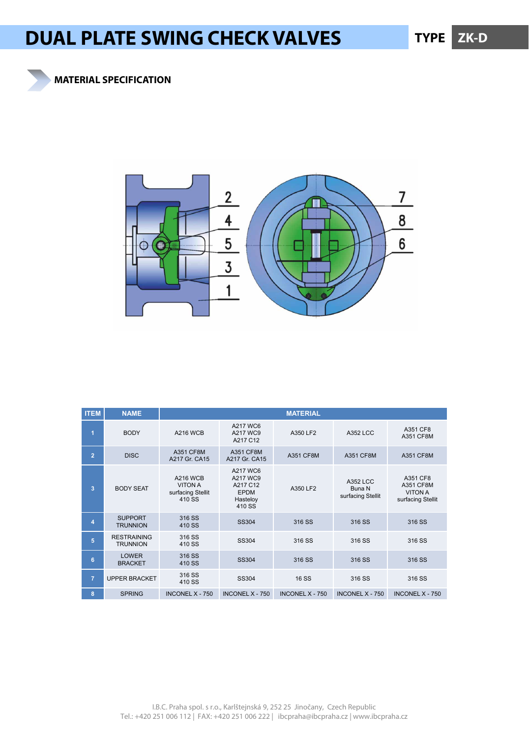# DUAL PLATE SWING CHECK VALVES

TYPE **ZK-D**

## MATERIAL SPECIFICATION

| ITEM | NAME | MATERIAL | | | | |
|---|---|---|---|---|---|---|
| 1 | BODY | A216 WCB | A217 WC6<br>A217 WC9<br>A217 C12 | A350 LF2 | A352 LCC | A351 CF8<br>A351 CF8M |
| 2 | DISC | A351 CF8M<br>A217 Gr. CA15 | A351 CF8M<br>A217 Gr. CA15 | A351 CF8M | A351 CF8M | A351 CF8M |
| 3 | BODY SEAT | A216 WCB<br>VITON A<br>surfacing Stellit<br>410 SS | A217 WC6<br>A217 WC9<br>A217 C12<br>EPDM<br>Hasteloy<br>410 SS | A350 LF2 | A352 LCC<br>Buna N<br>surfacing Stellit | A351 CF8<br>A351 CF8M<br>VITON A<br>surfacing Stellit |
| 4 | SUPPORT TRUNNION | 316 SS<br>410 SS | SS304 | 316 SS | 316 SS | 316 SS |
| 5 | RESTRAINING TRUNNION | 316 SS<br>410 SS | SS304 | 316 SS | 316 SS | 316 SS |
| 6 | LOWER BRACKET | 316 SS<br>410 SS | SS304 | 316 SS | 316 SS | 316 SS |
| 7 | UPPER BRACKET | 316 SS<br>410 SS | SS304 | 16 SS | 316 SS | 316 SS |
| 8 | SPRING | INCONEL X - 750 | INCONEL X - 750 | INCONEL X - 750 | INCONEL X - 750 | INCONEL X - 750 |

I.B.C. Praha spol. s r.o., Karlštejnská 9, 252 25 Jinočany, Czech Republic
Tel.: +420 251 006 112 | FAX: +420 251 006 222 | ibcpraha@ibcpraha.cz | www.ibcpraha.cz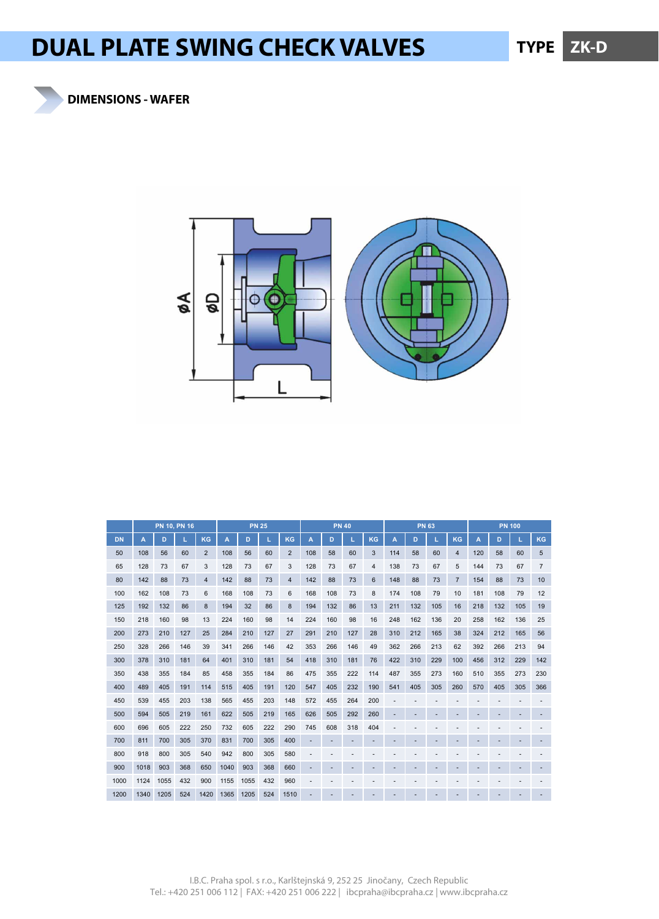# DUAL PLATE SWING CHECK VALVES

**TYPE ZK-D**

## DIMENSIONS - WAFER

| DN | PN 10, PN 16 | | | | PN 25 | | | | PN 40 | | | | PN 63 | | | | PN 100 | | | |
|---|---|---|---|---|---|---|---|---|---|---|---|---|---|---|---|---|---|---|---|---|
| | A | D | L | KG | A | D | L | KG | A | D | L | KG | A | D | L | KG | A | D | L | KG |
| 50 | 108 | 56 | 60 | 2 | 108 | 56 | 60 | 2 | 108 | 58 | 60 | 3 | 114 | 58 | 60 | 4 | 120 | 58 | 60 | 5 |
| 65 | 128 | 73 | 67 | 3 | 128 | 73 | 67 | 3 | 128 | 73 | 67 | 4 | 138 | 73 | 67 | 5 | 144 | 73 | 67 | 7 |
| 80 | 142 | 88 | 73 | 4 | 142 | 88 | 73 | 4 | 142 | 88 | 73 | 6 | 148 | 88 | 73 | 7 | 154 | 88 | 73 | 10 |
| 100 | 162 | 108 | 73 | 6 | 168 | 108 | 73 | 6 | 168 | 108 | 73 | 8 | 174 | 108 | 79 | 10 | 181 | 108 | 79 | 12 |
| 125 | 192 | 132 | 86 | 8 | 194 | 32 | 86 | 8 | 194 | 132 | 86 | 13 | 211 | 132 | 105 | 16 | 218 | 132 | 105 | 19 |
| 150 | 218 | 160 | 98 | 13 | 224 | 160 | 98 | 14 | 224 | 160 | 98 | 16 | 248 | 162 | 136 | 20 | 258 | 162 | 136 | 25 |
| 200 | 273 | 210 | 127 | 25 | 284 | 210 | 127 | 27 | 291 | 210 | 127 | 28 | 310 | 212 | 165 | 38 | 324 | 212 | 165 | 56 |
| 250 | 328 | 266 | 146 | 39 | 341 | 266 | 146 | 42 | 353 | 266 | 146 | 49 | 362 | 266 | 213 | 62 | 392 | 266 | 213 | 94 |
| 300 | 378 | 310 | 181 | 64 | 401 | 310 | 181 | 54 | 418 | 310 | 181 | 76 | 422 | 310 | 229 | 100 | 456 | 312 | 229 | 142 |
| 350 | 438 | 355 | 184 | 85 | 458 | 355 | 184 | 86 | 475 | 355 | 222 | 114 | 487 | 355 | 273 | 160 | 510 | 355 | 273 | 230 |
| 400 | 489 | 405 | 191 | 114 | 515 | 405 | 191 | 120 | 547 | 405 | 232 | 190 | 541 | 405 | 305 | 260 | 570 | 405 | 305 | 366 |
| 450 | 539 | 455 | 203 | 138 | 565 | 455 | 203 | 148 | 572 | 455 | 264 | 200 | - | - | - | - | - | - | - | - |
| 500 | 594 | 505 | 219 | 161 | 622 | 505 | 219 | 165 | 626 | 505 | 292 | 260 | - | - | - | - | - | - | - | - |
| 600 | 696 | 605 | 222 | 250 | 732 | 605 | 222 | 290 | 745 | 608 | 318 | 404 | - | - | - | - | - | - | - | - |
| 700 | 811 | 700 | 305 | 370 | 831 | 700 | 305 | 400 | - | - | - | - | - | - | - | - | - | - | - | - |
| 800 | 918 | 800 | 305 | 540 | 942 | 800 | 305 | 580 | - | - | - | - | - | - | - | - | - | - | - | - |
| 900 | 1018 | 903 | 368 | 650 | 1040 | 903 | 368 | 660 | - | - | - | - | - | - | - | - | - | - | - | - |
| 1000 | 1124 | 1055 | 432 | 900 | 1155 | 1055 | 432 | 960 | - | - | - | - | - | - | - | - | - | - | - | - |
| 1200 | 1340 | 1205 | 524 | 1420 | 1365 | 1205 | 524 | 1510 | - | - | - | - | - | - | - | - | - | - | - | - |

I.B.C. Praha spol. s r.o., Karlštejnská 9, 252 25 Jinočany, Czech Republic
Tel.: +420 251 006 112 | FAX: +420 251 006 222 | ibcpraha@ibcpraha.cz | www.ibcpraha.cz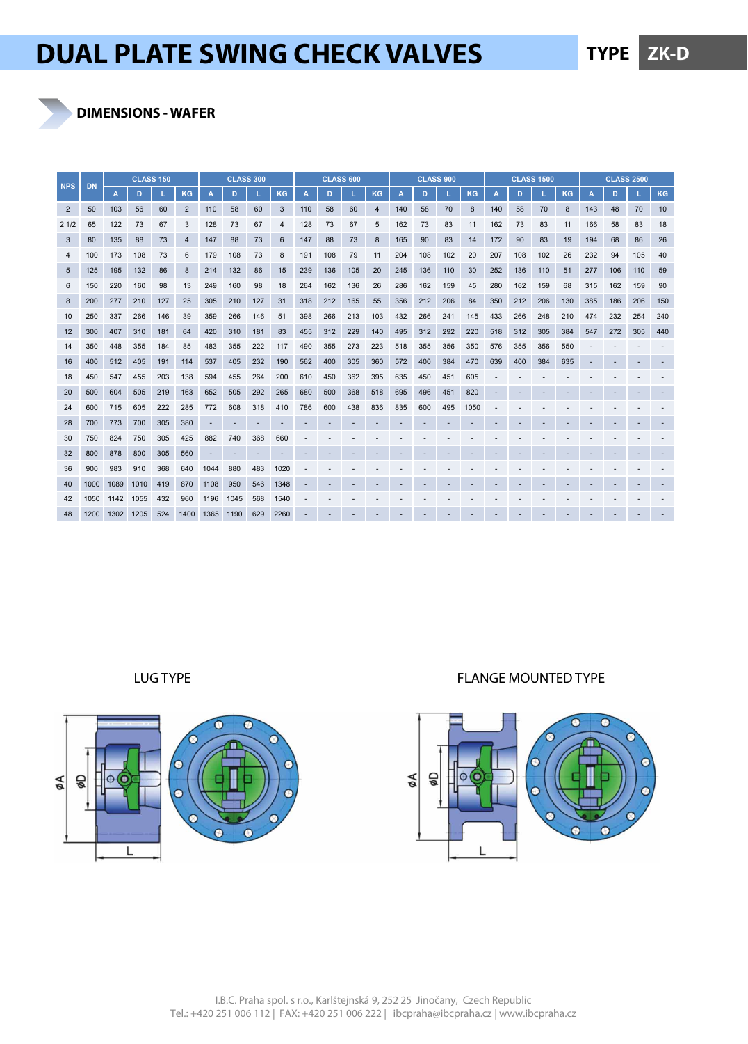# DUAL PLATE SWING CHECK VALVES

**TYPE ZK-D**

## DIMENSIONS - WAFER

| NPS | DN | CLASS 150 | | | | CLASS 300 | | | | CLASS 600 | | | | CLASS 900 | | | | CLASS 1500 | | | | CLASS 2500 | | | |
|---|---|---|---|---|---|---|---|---|---|---|---|---|---|---|---|---|---|---|---|---|---|---|---|---|---|
| | | A | D | L | KG | A | D | L | KG | A | D | L | KG | A | D | L | KG | A | D | L | KG | A | D | L | KG |
| 2 | 50 | 103 | 56 | 60 | 2 | 110 | 58 | 60 | 3 | 110 | 58 | 60 | 4 | 140 | 58 | 70 | 8 | 140 | 58 | 70 | 8 | 143 | 48 | 70 | 10 |
| 2 1/2 | 65 | 122 | 73 | 67 | 3 | 128 | 73 | 67 | 4 | 128 | 73 | 67 | 5 | 162 | 73 | 83 | 11 | 162 | 73 | 83 | 11 | 166 | 58 | 83 | 18 |
| 3 | 80 | 135 | 88 | 73 | 4 | 147 | 88 | 73 | 6 | 147 | 88 | 73 | 8 | 165 | 90 | 83 | 14 | 172 | 90 | 83 | 19 | 194 | 68 | 86 | 26 |
| 4 | 100 | 173 | 108 | 73 | 6 | 179 | 108 | 73 | 8 | 191 | 108 | 79 | 11 | 204 | 108 | 102 | 20 | 207 | 108 | 102 | 26 | 232 | 90 | 105 | 40 |
| 5 | 125 | 195 | 132 | 86 | 8 | 214 | 132 | 86 | 15 | 239 | 136 | 105 | 20 | 245 | 136 | 110 | 30 | 252 | 136 | 110 | 51 | 277 | 106 | 110 | 59 |
| 6 | 150 | 220 | 160 | 98 | 13 | 249 | 160 | 98 | 18 | 264 | 162 | 136 | 26 | 286 | 162 | 159 | 45 | 280 | 162 | 159 | 68 | 315 | 162 | 159 | 90 |
| 8 | 200 | 277 | 210 | 127 | 25 | 305 | 210 | 127 | 31 | 318 | 212 | 165 | 55 | 356 | 212 | 206 | 84 | 350 | 212 | 206 | 130 | 385 | 186 | 206 | 150 |
| 10 | 250 | 337 | 266 | 146 | 39 | 359 | 266 | 146 | 51 | 398 | 266 | 213 | 103 | 432 | 266 | 241 | 145 | 433 | 266 | 248 | 210 | 474 | 232 | 254 | 240 |
| 12 | 300 | 407 | 310 | 181 | 64 | 420 | 310 | 181 | 83 | 455 | 312 | 229 | 140 | 495 | 312 | 292 | 220 | 518 | 312 | 305 | 384 | 547 | 272 | 305 | 440 |
| 14 | 350 | 448 | 355 | 184 | 85 | 483 | 355 | 222 | 117 | 490 | 355 | 273 | 223 | 518 | 355 | 356 | 350 | 576 | 355 | 356 | 550 | - | - | - | - |
| 16 | 400 | 512 | 405 | 191 | 114 | 537 | 405 | 232 | 190 | 562 | 400 | 305 | 360 | 572 | 400 | 384 | 470 | 639 | 400 | 384 | 635 | - | - | - | - |
| 18 | 450 | 547 | 455 | 203 | 138 | 594 | 455 | 264 | 200 | 610 | 450 | 362 | 395 | 635 | 450 | 451 | 605 | - | - | - | - | - | - | - | - |
| 20 | 500 | 604 | 505 | 219 | 163 | 652 | 505 | 292 | 265 | 680 | 500 | 368 | 518 | 695 | 496 | 451 | 820 | - | - | - | - | - | - | - | - |
| 24 | 600 | 715 | 605 | 222 | 285 | 772 | 608 | 318 | 410 | 786 | 600 | 438 | 836 | 835 | 600 | 495 | 1050 | - | - | - | - | - | - | - | - |
| 28 | 700 | 773 | 700 | 305 | 380 | - | - | - | - | - | - | - | - | - | - | - | - | - | - | - | - | - | - | - | - |
| 30 | 750 | 824 | 750 | 305 | 425 | 882 | 740 | 368 | 660 | - | - | - | - | - | - | - | - | - | - | - | - | - | - | - | - |
| 32 | 800 | 878 | 800 | 305 | 560 | - | - | - | - | - | - | - | - | - | - | - | - | - | - | - | - | - | - | - | - |
| 36 | 900 | 983 | 910 | 368 | 640 | 1044 | 880 | 483 | 1020 | - | - | - | - | - | - | - | - | - | - | - | - | - | - | - | - |
| 40 | 1000 | 1089 | 1010 | 419 | 870 | 1108 | 950 | 546 | 1348 | - | - | - | - | - | - | - | - | - | - | - | - | - | - | - | - |
| 42 | 1050 | 1142 | 1055 | 432 | 960 | 1196 | 1045 | 568 | 1540 | - | - | - | - | - | - | - | - | - | - | - | - | - | - | - | - |
| 48 | 1200 | 1302 | 1205 | 524 | 1400 | 1365 | 1190 | 629 | 2260 | - | - | - | - | - | - | - | - | - | - | - | - | - | - | - | - |

LUG TYPE

FLANGE MOUNTED TYPE

I.B.C. Praha spol. s r.o., Karlštejnská 9, 252 25 Jinočany, Czech Republic
Tel.: +420 251 006 112 | FAX: +420 251 006 222 | ibcpraha@ibcpraha.cz | www.ibcpraha.cz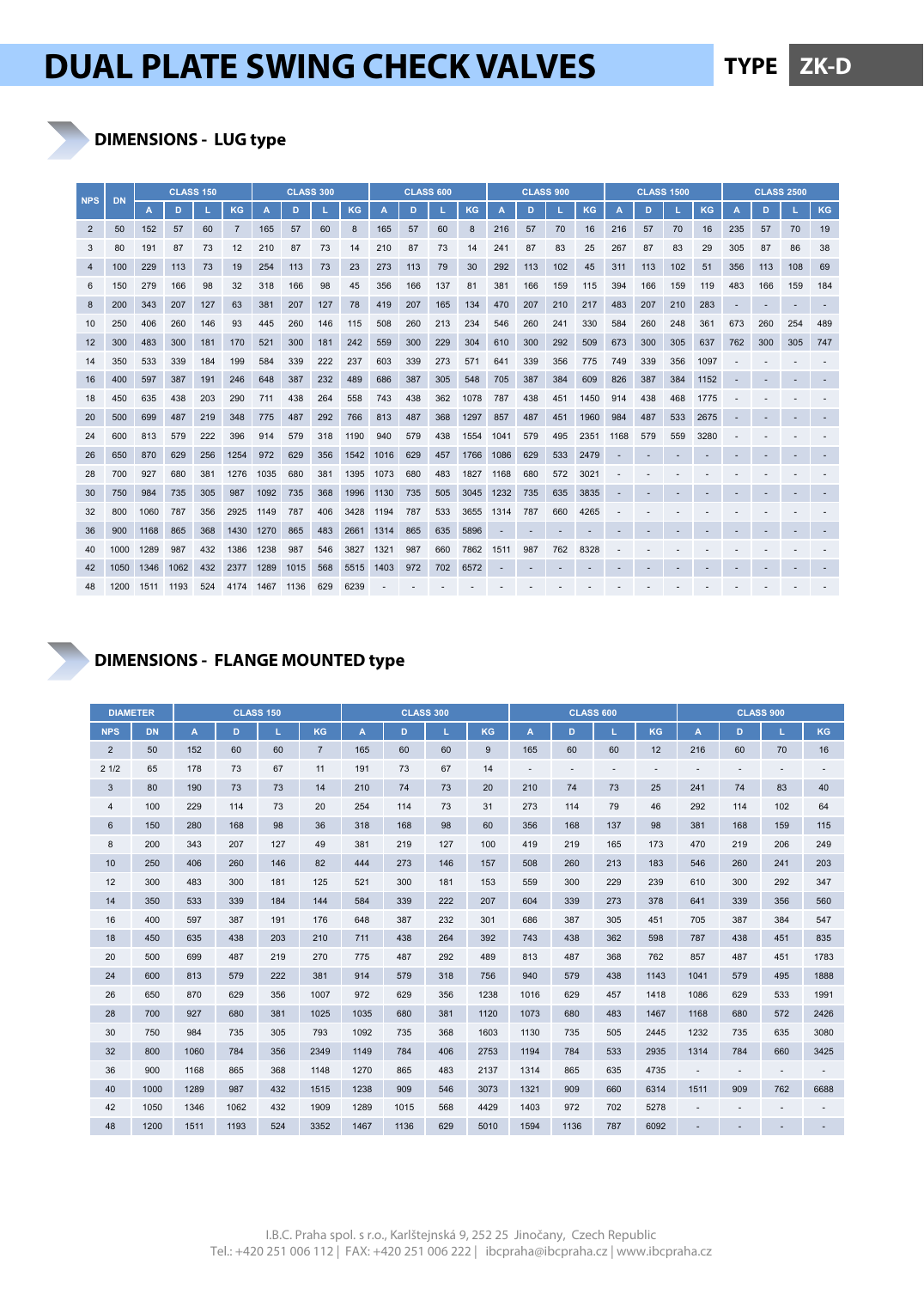# DUAL PLATE SWING CHECK VALVES

**TYPE ZK-D**

## DIMENSIONS - LUG type

| NPS | DN | CLASS 150 | | | | CLASS 300 | | | | CLASS 600 | | | | CLASS 900 | | | | CLASS 1500 | | | | CLASS 2500 | | | |
|---|---|---|---|---|---|---|---|---|---|---|---|---|---|---|---|---|---|---|---|---|---|---|---|---|---|
| | | A | D | L | KG | A | D | L | KG | A | D | L | KG | A | D | L | KG | A | D | L | KG | A | D | L | KG |
| 2 | 50 | 152 | 57 | 60 | 7 | 165 | 57 | 60 | 8 | 165 | 57 | 60 | 8 | 216 | 57 | 70 | 16 | 216 | 57 | 70 | 16 | 235 | 57 | 70 | 19 |
| 3 | 80 | 191 | 87 | 73 | 12 | 210 | 87 | 73 | 14 | 210 | 87 | 73 | 14 | 241 | 87 | 83 | 25 | 267 | 87 | 83 | 29 | 305 | 87 | 86 | 38 |
| 4 | 100 | 229 | 113 | 73 | 19 | 254 | 113 | 73 | 23 | 273 | 113 | 79 | 30 | 292 | 113 | 102 | 45 | 311 | 113 | 102 | 51 | 356 | 113 | 108 | 69 |
| 6 | 150 | 279 | 166 | 98 | 32 | 318 | 166 | 98 | 45 | 356 | 166 | 137 | 81 | 381 | 166 | 159 | 115 | 394 | 166 | 159 | 119 | 483 | 166 | 159 | 184 |
| 8 | 200 | 343 | 207 | 127 | 63 | 381 | 207 | 127 | 78 | 419 | 207 | 165 | 134 | 470 | 207 | 210 | 217 | 483 | 207 | 210 | 283 | - | - | - | - |
| 10 | 250 | 406 | 260 | 146 | 93 | 445 | 260 | 146 | 115 | 508 | 260 | 213 | 234 | 546 | 260 | 241 | 330 | 584 | 260 | 248 | 361 | 673 | 260 | 254 | 489 |
| 12 | 300 | 483 | 300 | 181 | 170 | 521 | 300 | 181 | 242 | 559 | 300 | 229 | 304 | 610 | 300 | 292 | 509 | 673 | 300 | 305 | 637 | 762 | 300 | 305 | 747 |
| 14 | 350 | 533 | 339 | 184 | 199 | 584 | 339 | 222 | 237 | 603 | 339 | 273 | 571 | 641 | 339 | 356 | 775 | 749 | 339 | 356 | 1097 | - | - | - | - |
| 16 | 400 | 597 | 387 | 191 | 246 | 648 | 387 | 232 | 489 | 686 | 387 | 305 | 548 | 705 | 387 | 384 | 609 | 826 | 387 | 384 | 1152 | - | - | - | - |
| 18 | 450 | 635 | 438 | 203 | 290 | 711 | 438 | 264 | 558 | 743 | 438 | 362 | 1078 | 787 | 438 | 451 | 1450 | 914 | 438 | 468 | 1775 | - | - | - | - |
| 20 | 500 | 699 | 487 | 219 | 348 | 775 | 487 | 292 | 766 | 813 | 487 | 368 | 1297 | 857 | 487 | 451 | 1960 | 984 | 487 | 533 | 2675 | - | - | - | - |
| 24 | 600 | 813 | 579 | 222 | 396 | 914 | 579 | 318 | 1190 | 940 | 579 | 438 | 1554 | 1041 | 579 | 495 | 2351 | 1168 | 579 | 559 | 3280 | - | - | - | - |
| 26 | 650 | 870 | 629 | 256 | 1254 | 972 | 629 | 356 | 1542 | 1016 | 629 | 457 | 1766 | 1086 | 629 | 533 | 2479 | - | - | - | - | - | - | - | - |
| 28 | 700 | 927 | 680 | 381 | 1276 | 1035 | 680 | 381 | 1395 | 1073 | 680 | 483 | 1827 | 1168 | 680 | 572 | 3021 | - | - | - | - | - | - | - | - |
| 30 | 750 | 984 | 735 | 305 | 987 | 1092 | 735 | 368 | 1996 | 1130 | 735 | 505 | 3045 | 1232 | 735 | 635 | 3835 | - | - | - | - | - | - | - | - |
| 32 | 800 | 1060 | 787 | 356 | 2925 | 1149 | 787 | 406 | 3428 | 1194 | 787 | 533 | 3655 | 1314 | 787 | 660 | 4265 | - | - | - | - | - | - | - | - |
| 36 | 900 | 1168 | 865 | 368 | 1430 | 1270 | 865 | 483 | 2661 | 1314 | 865 | 635 | 5896 | - | - | - | - | - | - | - | - | - | - | - | - |
| 40 | 1000 | 1289 | 987 | 432 | 1386 | 1238 | 987 | 546 | 3827 | 1321 | 987 | 660 | 7862 | 1511 | 987 | 762 | 8328 | - | - | - | - | - | - | - | - |
| 42 | 1050 | 1346 | 1062 | 432 | 2377 | 1289 | 1015 | 568 | 5515 | 1403 | 972 | 702 | 6572 | - | - | - | - | - | - | - | - | - | - | - | - |
| 48 | 1200 | 1511 | 1193 | 524 | 4174 | 1467 | 1136 | 629 | 6239 | - | - | - | - | - | - | - | - | - | - | - | - | - | - | - | - |

## DIMENSIONS - FLANGE MOUNTED type

| DIAMETER | | CLASS 150 | | | | CLASS 300 | | | | CLASS 600 | | | | CLASS 900 | | | |
|---|---|---|---|---|---|---|---|---|---|---|---|---|---|---|---|---|---|
| NPS | DN | A | D | L | KG | A | D | L | KG | A | D | L | KG | A | D | L | KG |
| 2 | 50 | 152 | 60 | 60 | 7 | 165 | 60 | 60 | 9 | 165 | 60 | 60 | 12 | 216 | 60 | 70 | 16 |
| 2 1/2 | 65 | 178 | 73 | 67 | 11 | 191 | 73 | 67 | 14 | - | - | - | - | - | - | - | - |
| 3 | 80 | 190 | 73 | 73 | 14 | 210 | 74 | 73 | 20 | 210 | 74 | 73 | 25 | 241 | 74 | 83 | 40 |
| 4 | 100 | 229 | 114 | 73 | 20 | 254 | 114 | 73 | 31 | 273 | 114 | 79 | 46 | 292 | 114 | 102 | 64 |
| 6 | 150 | 280 | 168 | 98 | 36 | 318 | 168 | 98 | 60 | 356 | 168 | 137 | 98 | 381 | 168 | 159 | 115 |
| 8 | 200 | 343 | 207 | 127 | 49 | 381 | 219 | 127 | 100 | 419 | 219 | 165 | 173 | 470 | 219 | 206 | 249 |
| 10 | 250 | 406 | 260 | 146 | 82 | 444 | 273 | 146 | 157 | 508 | 260 | 213 | 183 | 546 | 260 | 241 | 203 |
| 12 | 300 | 483 | 300 | 181 | 125 | 521 | 300 | 181 | 153 | 559 | 300 | 229 | 239 | 610 | 300 | 292 | 347 |
| 14 | 350 | 533 | 339 | 184 | 144 | 584 | 339 | 222 | 207 | 604 | 339 | 273 | 378 | 641 | 339 | 356 | 560 |
| 16 | 400 | 597 | 387 | 191 | 176 | 648 | 387 | 232 | 301 | 686 | 387 | 305 | 451 | 705 | 387 | 384 | 547 |
| 18 | 450 | 635 | 438 | 203 | 210 | 711 | 438 | 264 | 392 | 743 | 438 | 362 | 598 | 787 | 438 | 451 | 835 |
| 20 | 500 | 699 | 487 | 219 | 270 | 775 | 487 | 292 | 489 | 813 | 487 | 368 | 762 | 857 | 487 | 451 | 1783 |
| 24 | 600 | 813 | 579 | 222 | 381 | 914 | 579 | 318 | 756 | 940 | 579 | 438 | 1143 | 1041 | 579 | 495 | 1888 |
| 26 | 650 | 870 | 629 | 356 | 1007 | 972 | 629 | 356 | 1238 | 1016 | 629 | 457 | 1418 | 1086 | 629 | 533 | 1991 |
| 28 | 700 | 927 | 680 | 381 | 1025 | 1035 | 680 | 381 | 1120 | 1073 | 680 | 483 | 1467 | 1168 | 680 | 572 | 2426 |
| 30 | 750 | 984 | 735 | 305 | 793 | 1092 | 735 | 368 | 1603 | 1130 | 735 | 505 | 2445 | 1232 | 735 | 635 | 3080 |
| 32 | 800 | 1060 | 784 | 356 | 2349 | 1149 | 784 | 406 | 2753 | 1194 | 784 | 533 | 2935 | 1314 | 784 | 660 | 3425 |
| 36 | 900 | 1168 | 865 | 368 | 1148 | 1270 | 865 | 483 | 2137 | 1314 | 865 | 635 | 4735 | - | - | - | - |
| 40 | 1000 | 1289 | 987 | 432 | 1515 | 1238 | 909 | 546 | 3073 | 1321 | 909 | 660 | 6314 | 1511 | 909 | 762 | 6688 |
| 42 | 1050 | 1346 | 1062 | 432 | 1909 | 1289 | 1015 | 568 | 4429 | 1403 | 972 | 702 | 5278 | - | - | - | - |
| 48 | 1200 | 1511 | 1193 | 524 | 3352 | 1467 | 1136 | 629 | 5010 | 1594 | 1136 | 787 | 6092 | - | - | - | - |

I.B.C. Praha spol. s r.o., Karlštejnská 9, 252 25 Jinočany, Czech Republic
Tel.: +420 251 006 112 | FAX: +420 251 006 222 | ibcpraha@ibcpraha.cz | www.ibcpraha.cz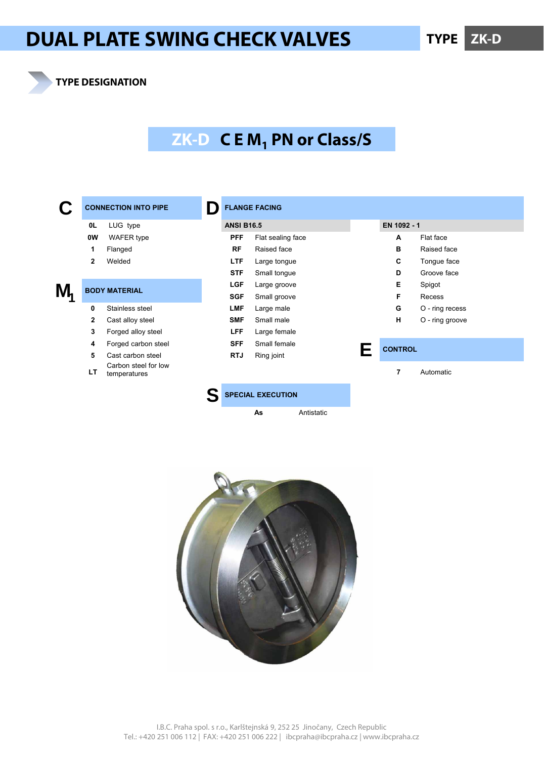# DUAL PLATE SWING CHECK VALVES

**TYPE ZK-D**

## TYPE DESIGNATION

**ZK-D C E $M_1$ PN or Class/S**

### C — CONNECTION INTO PIPE

| | |
|---|---|
| **0L** | LUG type |
| **0W** | WAFER type |
| **1** | Flanged |
| **2** | Welded |

### $M_1$ — BODY MATERIAL

| | |
|---|---|
| **0** | Stainless steel |
| **2** | Cast alloy steel |
| **3** | Forged alloy steel |
| **4** | Forged carbon steel |
| **5** | Cast carbon steel |
| **LT** | Carbon steel for low temperatures |

### D — FLANGE FACING

| ANSI B16.5 | | EN 1092 - 1 | |
|---|---|---|---|
| **PFF** | Flat sealing face | **A** | Flat face |
| **RF** | Raised face | **B** | Raised face |
| **LTF** | Large tongue | **C** | Tongue face |
| **STF** | Small tongue | **D** | Groove face |
| **LGF** | Large groove | **E** | Spigot |
| **SGF** | Small groove | **F** | Recess |
| **LMF** | Large male | **G** | O - ring recess |
| **SMF** | Small male | **H** | O - ring groove |
| **LFF** | Large female | | |
| **SFF** | Small female | | |
| **RTJ** | Ring joint | | |

### E — CONTROL

| | |
|---|---|
| **7** | Automatic |

### S — SPECIAL EXECUTION

| | |
|---|---|
| **As** | Antistatic |